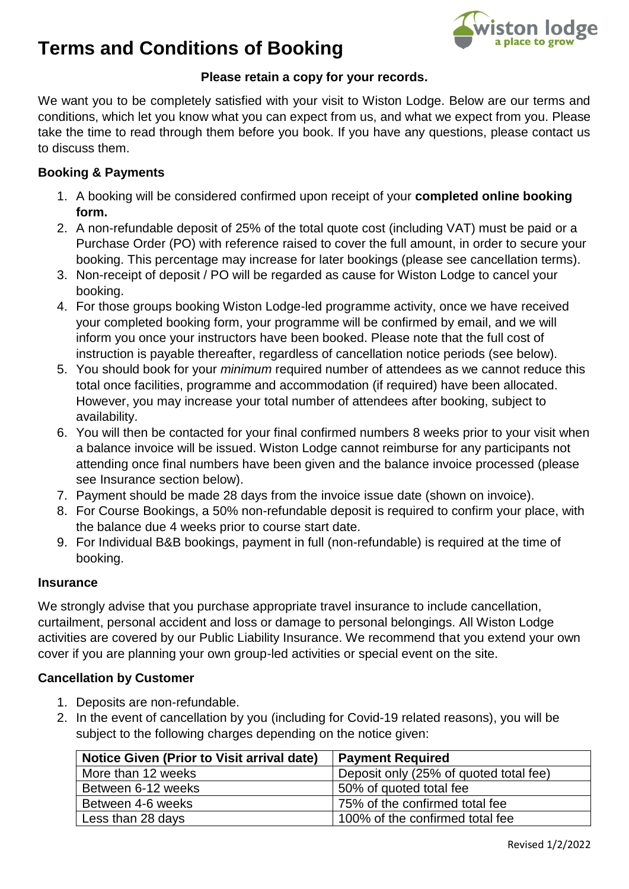# Terms and Conditions of Booking

**Please retain a copy for your records.**

We want you to be completely satisfied with your visit to Wiston Lodge. Below are our terms and conditions, which let you know what you can expect from us, and what we expect from you. Please take the time to read through them before you book. If you have any questions, please contact us to discuss them.

### Booking & Payments

1. A booking will be considered confirmed upon receipt of your **completed online booking form.**
2. A non-refundable deposit of 25% of the total quote cost (including VAT) must be paid or a Purchase Order (PO) with reference raised to cover the full amount, in order to secure your booking. This percentage may increase for later bookings (please see cancellation terms).
3. Non-receipt of deposit / PO will be regarded as cause for Wiston Lodge to cancel your booking.
4. For those groups booking Wiston Lodge-led programme activity, once we have received your completed booking form, your programme will be confirmed by email, and we will inform you once your instructors have been booked. Please note that the full cost of instruction is payable thereafter, regardless of cancellation notice periods (see below).
5. You should book for your *minimum* required number of attendees as we cannot reduce this total once facilities, programme and accommodation (if required) have been allocated. However, you may increase your total number of attendees after booking, subject to availability.
6. You will then be contacted for your final confirmed numbers 8 weeks prior to your visit when a balance invoice will be issued. Wiston Lodge cannot reimburse for any participants not attending once final numbers have been given and the balance invoice processed (please see Insurance section below).
7. Payment should be made 28 days from the invoice issue date (shown on invoice).
8. For Course Bookings, a 50% non-refundable deposit is required to confirm your place, with the balance due 4 weeks prior to course start date.
9. For Individual B&B bookings, payment in full (non-refundable) is required at the time of booking.

### Insurance

We strongly advise that you purchase appropriate travel insurance to include cancellation, curtailment, personal accident and loss or damage to personal belongings. All Wiston Lodge activities are covered by our Public Liability Insurance. We recommend that you extend your own cover if you are planning your own group-led activities or special event on the site.

### Cancellation by Customer

1. Deposits are non-refundable.
2. In the event of cancellation by you (including for Covid-19 related reasons), you will be subject to the following charges depending on the notice given:

| Notice Given (Prior to Visit arrival date) | Payment Required |
|---|---|
| More than 12 weeks | Deposit only (25% of quoted total fee) |
| Between 6-12 weeks | 50% of quoted total fee |
| Between 4-6 weeks | 75% of the confirmed total fee |
| Less than 28 days | 100% of the confirmed total fee |

Revised 1/2/2022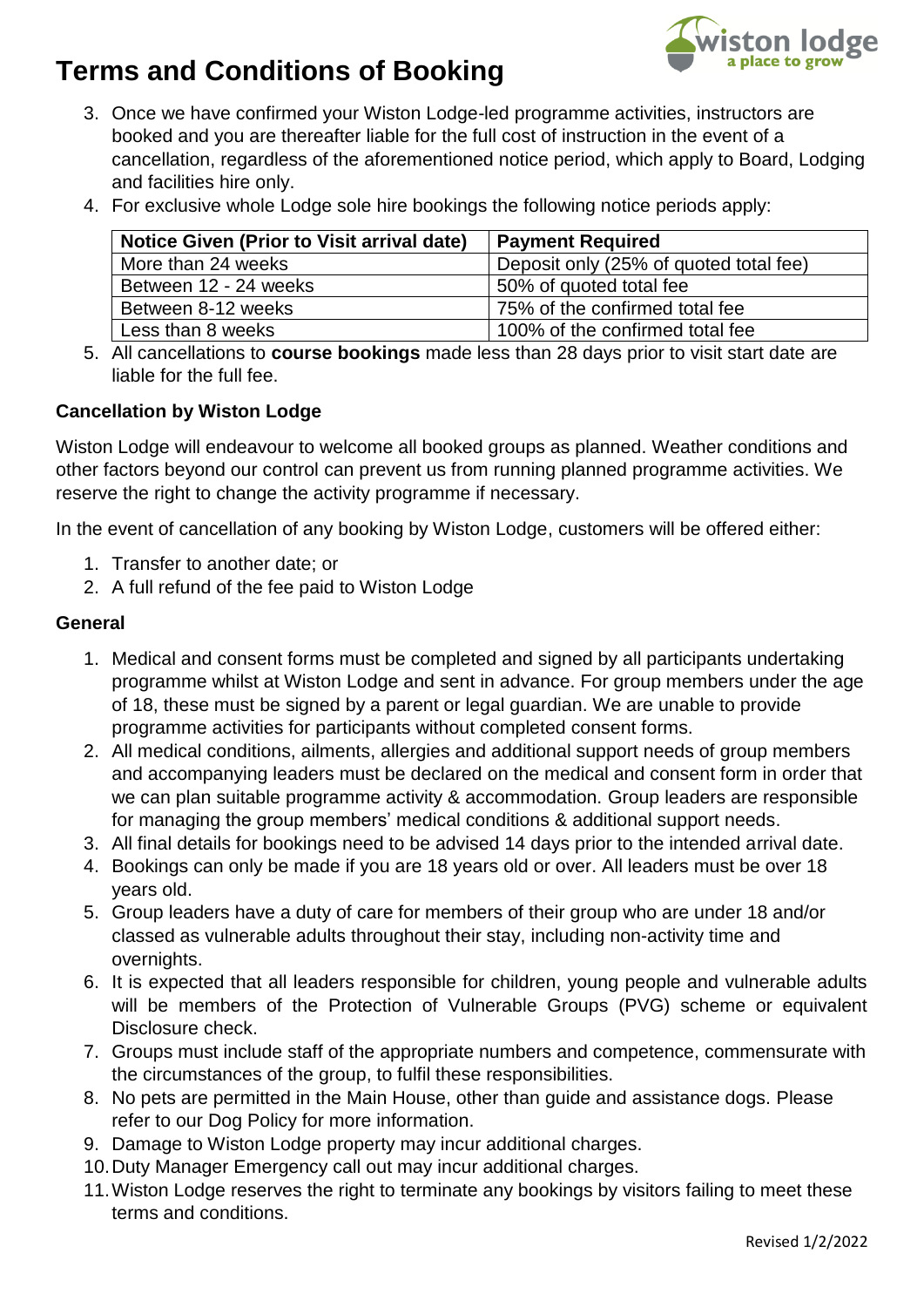# Terms and Conditions of Booking

3. Once we have confirmed your Wiston Lodge-led programme activities, instructors are booked and you are thereafter liable for the full cost of instruction in the event of a cancellation, regardless of the aforementioned notice period, which apply to Board, Lodging and facilities hire only.
4. For exclusive whole Lodge sole hire bookings the following notice periods apply:

| Notice Given (Prior to Visit arrival date) | Payment Required |
|---|---|
| More than 24 weeks | Deposit only (25% of quoted total fee) |
| Between 12 - 24 weeks | 50% of quoted total fee |
| Between 8-12 weeks | 75% of the confirmed total fee |
| Less than 8 weeks | 100% of the confirmed total fee |

5. All cancellations to **course bookings** made less than 28 days prior to visit start date are liable for the full fee.

### Cancellation by Wiston Lodge

Wiston Lodge will endeavour to welcome all booked groups as planned. Weather conditions and other factors beyond our control can prevent us from running planned programme activities. We reserve the right to change the activity programme if necessary.

In the event of cancellation of any booking by Wiston Lodge, customers will be offered either:

1. Transfer to another date; or
2. A full refund of the fee paid to Wiston Lodge

### General

1. Medical and consent forms must be completed and signed by all participants undertaking programme whilst at Wiston Lodge and sent in advance. For group members under the age of 18, these must be signed by a parent or legal guardian. We are unable to provide programme activities for participants without completed consent forms.
2. All medical conditions, ailments, allergies and additional support needs of group members and accompanying leaders must be declared on the medical and consent form in order that we can plan suitable programme activity & accommodation. Group leaders are responsible for managing the group members' medical conditions & additional support needs.
3. All final details for bookings need to be advised 14 days prior to the intended arrival date.
4. Bookings can only be made if you are 18 years old or over. All leaders must be over 18 years old.
5. Group leaders have a duty of care for members of their group who are under 18 and/or classed as vulnerable adults throughout their stay, including non-activity time and overnights.
6. It is expected that all leaders responsible for children, young people and vulnerable adults will be members of the Protection of Vulnerable Groups (PVG) scheme or equivalent Disclosure check.
7. Groups must include staff of the appropriate numbers and competence, commensurate with the circumstances of the group, to fulfil these responsibilities.
8. No pets are permitted in the Main House, other than guide and assistance dogs. Please refer to our Dog Policy for more information.
9. Damage to Wiston Lodge property may incur additional charges.
10. Duty Manager Emergency call out may incur additional charges.
11. Wiston Lodge reserves the right to terminate any bookings by visitors failing to meet these terms and conditions.

Revised 1/2/2022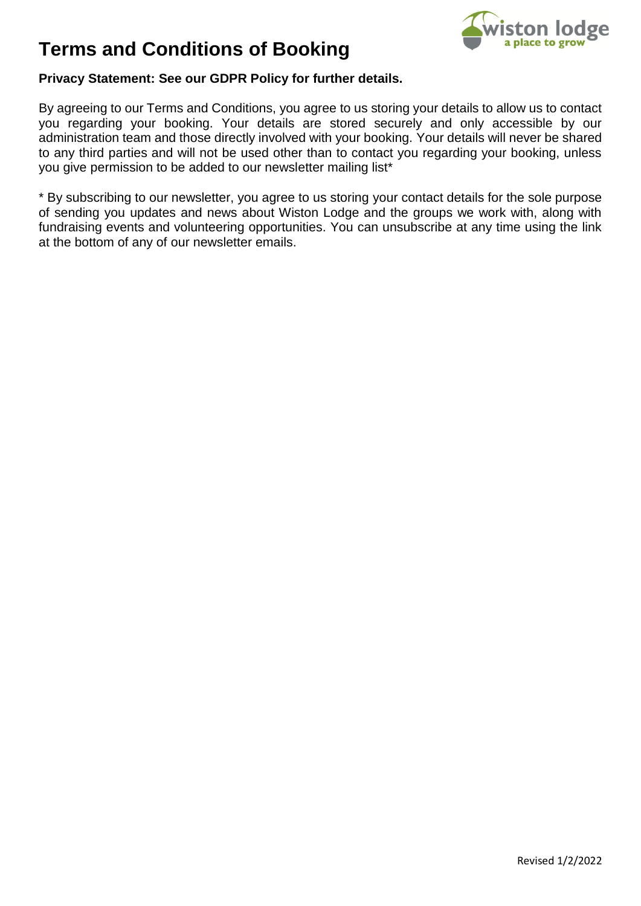# Terms and Conditions of Booking

**Privacy Statement: See our GDPR Policy for further details.**

By agreeing to our Terms and Conditions, you agree to us storing your details to allow us to contact you regarding your booking. Your details are stored securely and only accessible by our administration team and those directly involved with your booking. Your details will never be shared to any third parties and will not be used other than to contact you regarding your booking, unless you give permission to be added to our newsletter mailing list*

* By subscribing to our newsletter, you agree to us storing your contact details for the sole purpose of sending you updates and news about Wiston Lodge and the groups we work with, along with fundraising events and volunteering opportunities. You can unsubscribe at any time using the link at the bottom of any of our newsletter emails.

Revised 1/2/2022